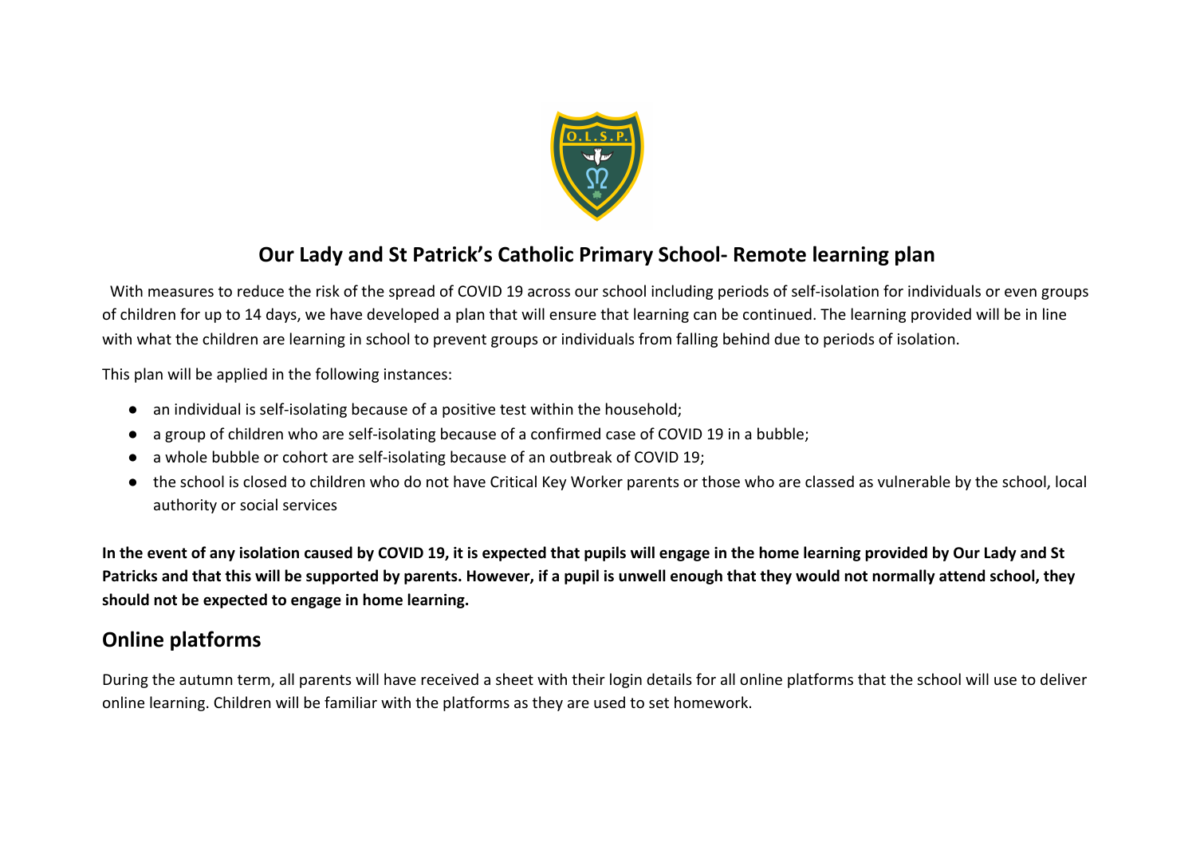# Our Lady and St Patrick's Catholic Primary School- Remote learning plan

With measures to reduce the risk of the spread of COVID 19 across our school including periods of self-isolation for individuals or even groups of children for up to 14 days, we have developed a plan that will ensure that learning can be continued. The learning provided will be in line with what the children are learning in school to prevent groups or individuals from falling behind due to periods of isolation.

This plan will be applied in the following instances:

- an individual is self-isolating because of a positive test within the household;
- a group of children who are self-isolating because of a confirmed case of COVID 19 in a bubble;
- a whole bubble or cohort are self-isolating because of an outbreak of COVID 19;
- the school is closed to children who do not have Critical Key Worker parents or those who are classed as vulnerable by the school, local authority or social services

**In the event of any isolation caused by COVID 19, it is expected that pupils will engage in the home learning provided by Our Lady and St Patricks and that this will be supported by parents. However, if a pupil is unwell enough that they would not normally attend school, they should not be expected to engage in home learning.**

## Online platforms

During the autumn term, all parents will have received a sheet with their login details for all online platforms that the school will use to deliver online learning. Children will be familiar with the platforms as they are used to set homework.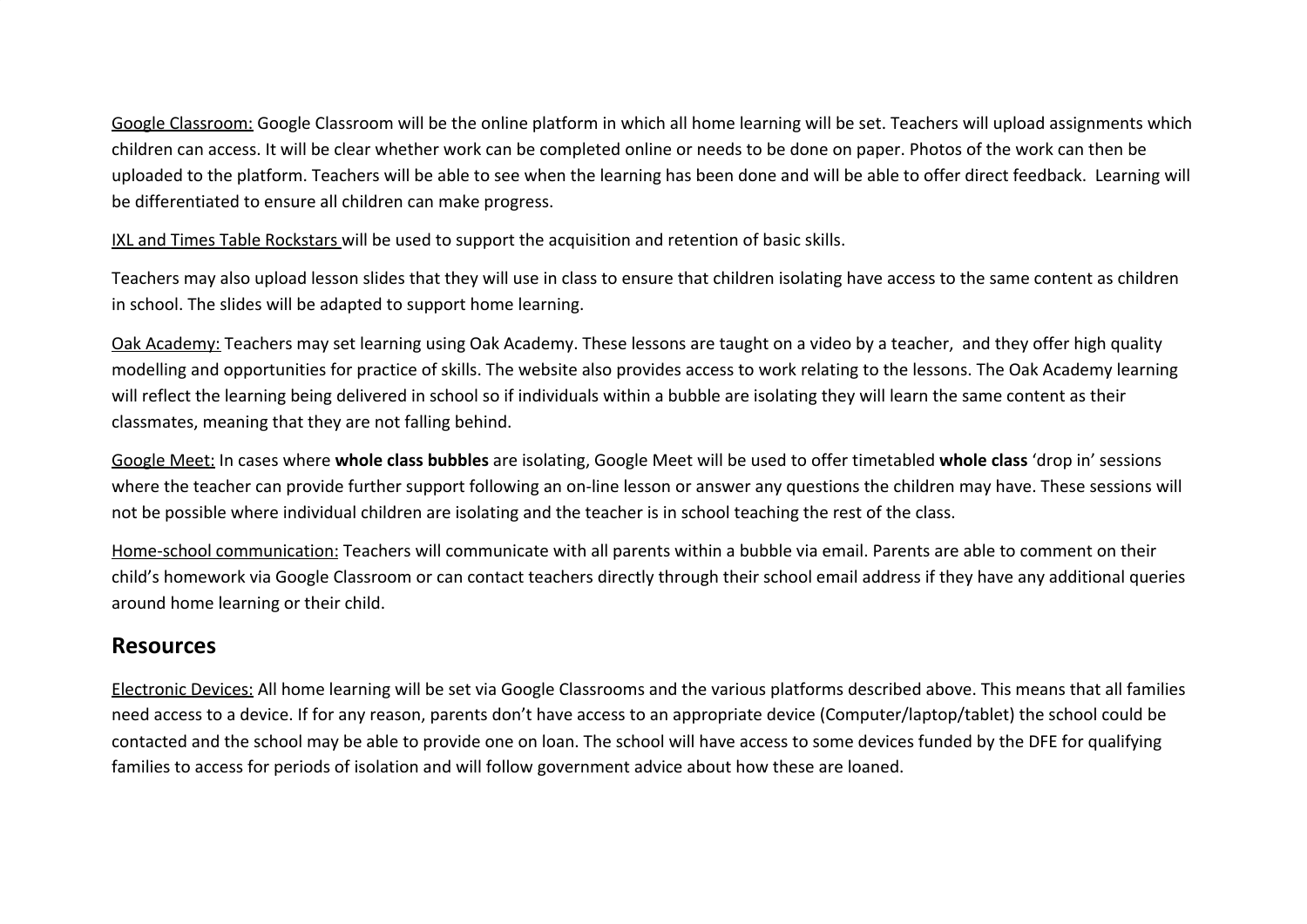<u>Google Classroom:</u> Google Classroom will be the online platform in which all home learning will be set. Teachers will upload assignments which children can access. It will be clear whether work can be completed online or needs to be done on paper. Photos of the work can then be uploaded to the platform. Teachers will be able to see when the learning has been done and will be able to offer direct feedback.  Learning will be differentiated to ensure all children can make progress.

<u>IXL and Times Table Rockstars</u> will be used to support the acquisition and retention of basic skills.

Teachers may also upload lesson slides that they will use in class to ensure that children isolating have access to the same content as children in school. The slides will be adapted to support home learning.

<u>Oak Academy:</u> Teachers may set learning using Oak Academy. These lessons are taught on a video by a teacher,  and they offer high quality modelling and opportunities for practice of skills. The website also provides access to work relating to the lessons. The Oak Academy learning will reflect the learning being delivered in school so if individuals within a bubble are isolating they will learn the same content as their classmates, meaning that they are not falling behind.

<u>Google Meet:</u> In cases where **whole class bubbles** are isolating, Google Meet will be used to offer timetabled **whole class** 'drop in' sessions where the teacher can provide further support following an on-line lesson or answer any questions the children may have. These sessions will not be possible where individual children are isolating and the teacher is in school teaching the rest of the class.

<u>Home-school communication:</u> Teachers will communicate with all parents within a bubble via email. Parents are able to comment on their child's homework via Google Classroom or can contact teachers directly through their school email address if they have any additional queries around home learning or their child.

## Resources

<u>Electronic Devices:</u> All home learning will be set via Google Classrooms and the various platforms described above. This means that all families need access to a device. If for any reason, parents don't have access to an appropriate device (Computer/laptop/tablet) the school could be contacted and the school may be able to provide one on loan. The school will have access to some devices funded by the DFE for qualifying families to access for periods of isolation and will follow government advice about how these are loaned.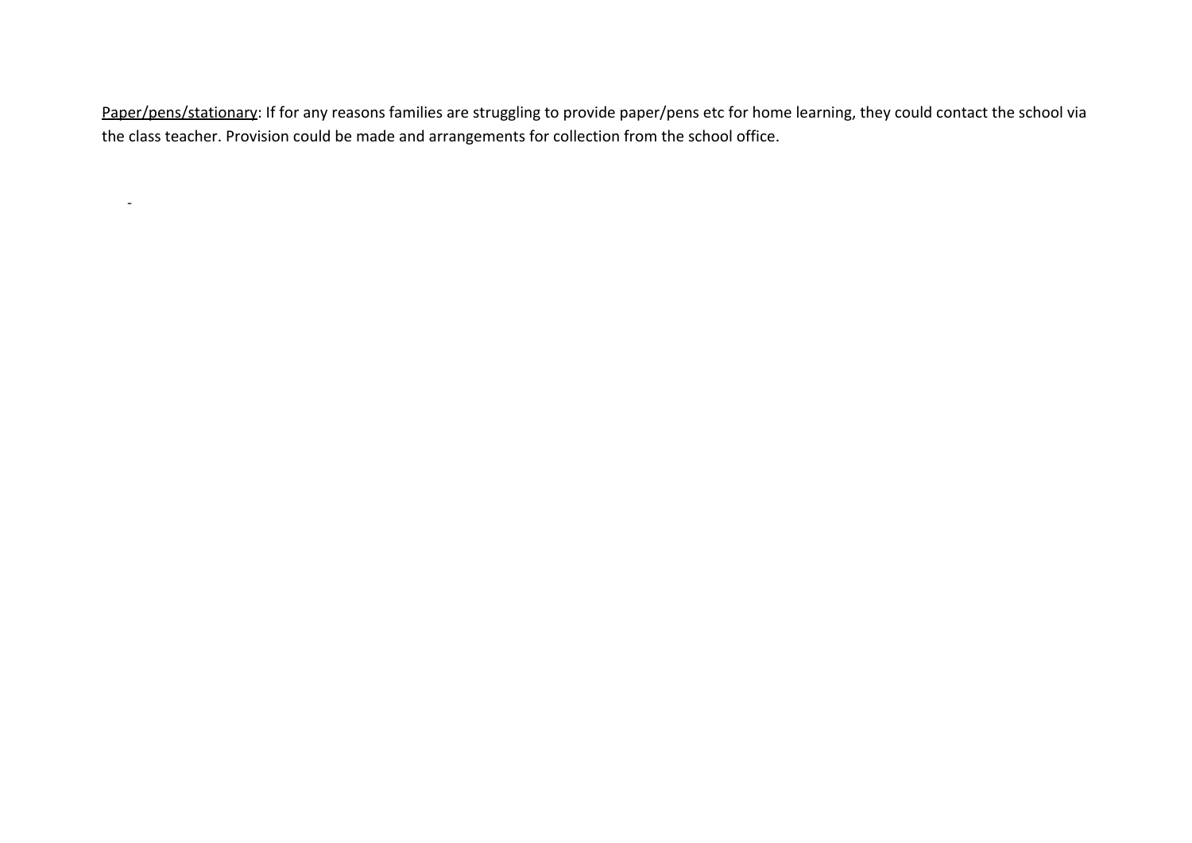<u>Paper/pens/stationary</u>: If for any reasons families are struggling to provide paper/pens etc for home learning, they could contact the school via the class teacher. Provision could be made and arrangements for collection from the school office.

-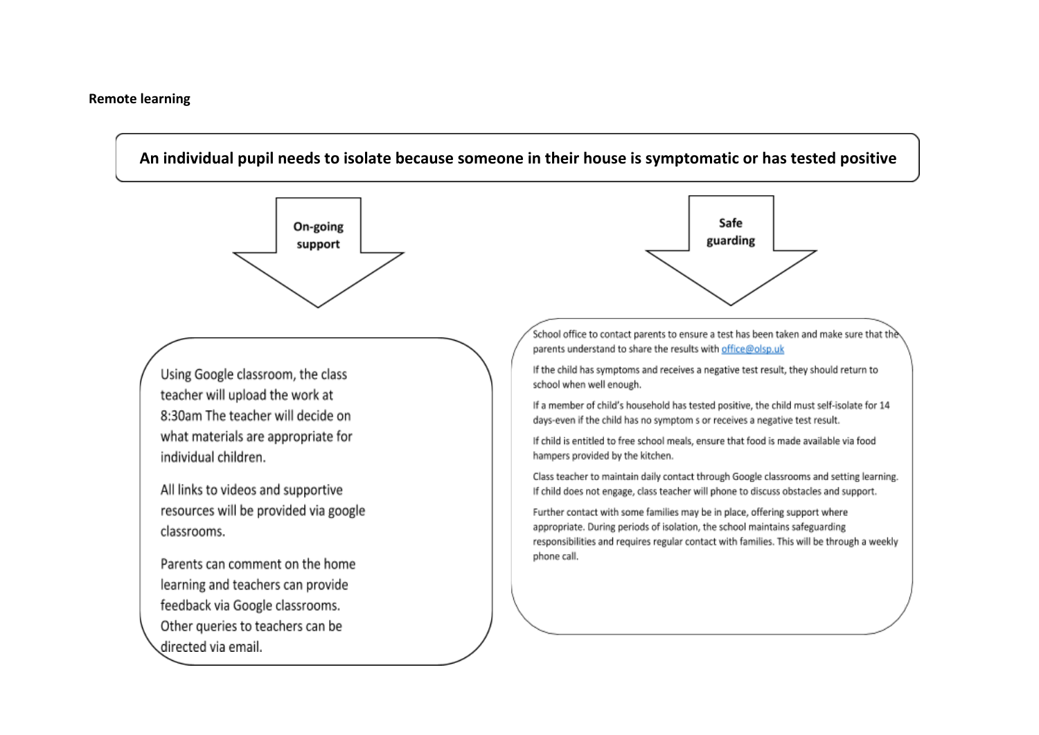**Remote learning**

**An individual pupil needs to isolate because someone in their house is symptomatic or has tested positive**

### On-going support

Using Google classroom, the class teacher will upload the work at 8:30am The teacher will decide on what materials are appropriate for individual children.

All links to videos and supportive resources will be provided via google classrooms.

Parents can comment on the home learning and teachers can provide feedback via Google classrooms. Other queries to teachers can be directed via email.

### Safe guarding

School office to contact parents to ensure a test has been taken and make sure that the parents understand to share the results with office@olsp.uk

If the child has symptoms and receives a negative test result, they should return to school when well enough.

If a member of child's household has tested positive, the child must self-isolate for 14 days-even if the child has no symptom s or receives a negative test result.

If child is entitled to free school meals, ensure that food is made available via food hampers provided by the kitchen.

Class teacher to maintain daily contact through Google classrooms and setting learning. If child does not engage, class teacher will phone to discuss obstacles and support.

Further contact with some families may be in place, offering support where appropriate. During periods of isolation, the school maintains safeguarding responsibilities and requires regular contact with families. This will be through a weekly phone call.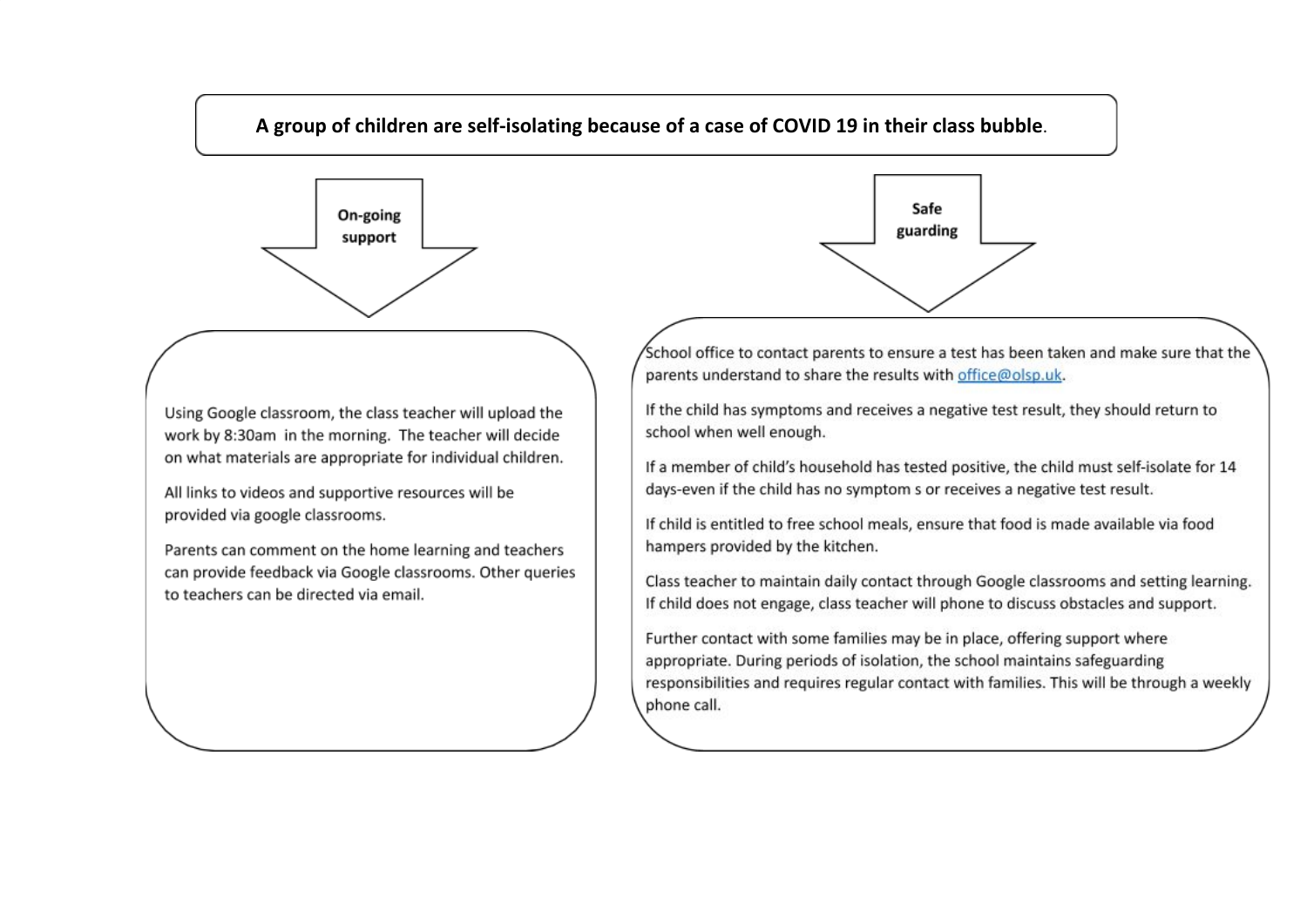**A group of children are self-isolating because of a case of COVID 19 in their class bubble**.

## On-going support

Using Google classroom, the class teacher will upload the work by 8:30am in the morning. The teacher will decide on what materials are appropriate for individual children.

All links to videos and supportive resources will be provided via google classrooms.

Parents can comment on the home learning and teachers can provide feedback via Google classrooms. Other queries to teachers can be directed via email.

## Safe guarding

School office to contact parents to ensure a test has been taken and make sure that the parents understand to share the results with office@olsp.uk.

If the child has symptoms and receives a negative test result, they should return to school when well enough.

If a member of child's household has tested positive, the child must self-isolate for 14 days-even if the child has no symptom s or receives a negative test result.

If child is entitled to free school meals, ensure that food is made available via food hampers provided by the kitchen.

Class teacher to maintain daily contact through Google classrooms and setting learning. If child does not engage, class teacher will phone to discuss obstacles and support.

Further contact with some families may be in place, offering support where appropriate. During periods of isolation, the school maintains safeguarding responsibilities and requires regular contact with families. This will be through a weekly phone call.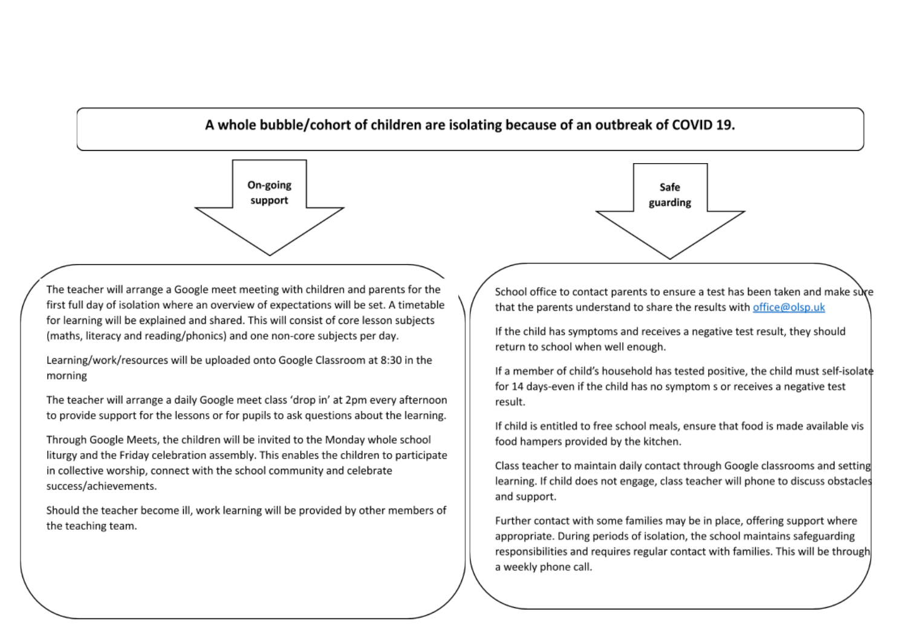**A whole bubble/cohort of children are isolating because of an outbreak of COVID 19.**

### On-going support

The teacher will arrange a Google meet meeting with children and parents for the first full day of isolation where an overview of expectations will be set. A timetable for learning will be explained and shared. This will consist of core lesson subjects (maths, literacy and reading/phonics) and one non-core subjects per day.

Learning/work/resources will be uploaded onto Google Classroom at 8:30 in the morning

The teacher will arrange a daily Google meet class 'drop in' at 2pm every afternoon to provide support for the lessons or for pupils to ask questions about the learning.

Through Google Meets, the children will be invited to the Monday whole school liturgy and the Friday celebration assembly. This enables the children to participate in collective worship, connect with the school community and celebrate success/achievements.

Should the teacher become ill, work learning will be provided by other members of the teaching team.

### Safe guarding

School office to contact parents to ensure a test has been taken and make sure that the parents understand to share the results with office@olsp.uk

If the child has symptoms and receives a negative test result, they should return to school when well enough.

If a member of child's household has tested positive, the child must self-isolate for 14 days-even if the child has no symptom s or receives a negative test result.

If child is entitled to free school meals, ensure that food is made available vis food hampers provided by the kitchen.

Class teacher to maintain daily contact through Google classrooms and setting learning. If child does not engage, class teacher will phone to discuss obstacles and support.

Further contact with some families may be in place, offering support where appropriate. During periods of isolation, the school maintains safeguarding responsibilities and requires regular contact with families. This will be through a weekly phone call.